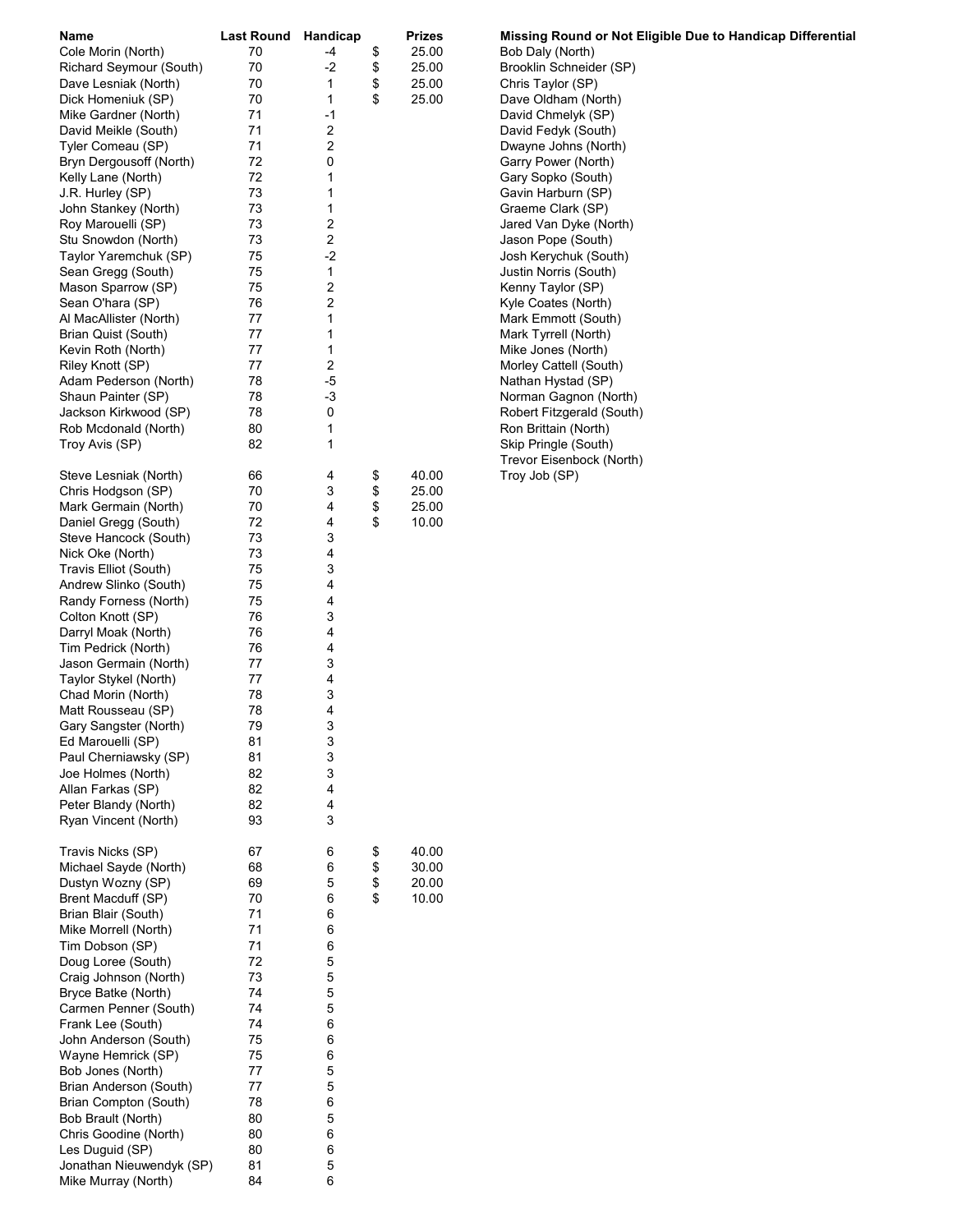| Name | Last Round | Handicap | Prizes |
|---|---|---|---|
| Cole Morin (North) | 70 | -4 | $ 25.00 |
| Richard Seymour (South) | 70 | -2 | $ 25.00 |
| Dave Lesniak (North) | 70 | 1 | $ 25.00 |
| Dick Homeniuk (SP) | 70 | 1 | $ 25.00 |
| Mike Gardner (North) | 71 | -1 | |
| David Meikle (South) | 71 | 2 | |
| Tyler Comeau (SP) | 71 | 2 | |
| Bryn Dergousoff (North) | 72 | 0 | |
| Kelly Lane (North) | 72 | 1 | |
| J.R. Hurley (SP) | 73 | 1 | |
| John Stankey (North) | 73 | 1 | |
| Roy Marouelli (SP) | 73 | 2 | |
| Stu Snowdon (North) | 73 | 2 | |
| Taylor Yaremchuk (SP) | 75 | -2 | |
| Sean Gregg (South) | 75 | 1 | |
| Mason Sparrow (SP) | 75 | 2 | |
| Sean O'hara (SP) | 76 | 2 | |
| Al MacAllister (North) | 77 | 1 | |
| Brian Quist (South) | 77 | 1 | |
| Kevin Roth (North) | 77 | 1 | |
| Riley Knott (SP) | 77 | 2 | |
| Adam Pederson (North) | 78 | -5 | |
| Shaun Painter (SP) | 78 | -3 | |
| Jackson Kirkwood (SP) | 78 | 0 | |
| Rob Mcdonald (North) | 80 | 1 | |
| Troy Avis (SP) | 82 | 1 | |
| | | | |
| Steve Lesniak (North) | 66 | 4 | $ 40.00 |
| Chris Hodgson (SP) | 70 | 3 | $ 25.00 |
| Mark Germain (North) | 70 | 4 | $ 25.00 |
| Daniel Gregg (South) | 72 | 4 | $ 10.00 |
| Steve Hancock (South) | 73 | 3 | |
| Nick Oke (North) | 73 | 4 | |
| Travis Elliot (South) | 75 | 3 | |
| Andrew Slinko (South) | 75 | 4 | |
| Randy Forness (North) | 75 | 4 | |
| Colton Knott (SP) | 76 | 3 | |
| Darryl Moak (North) | 76 | 4 | |
| Tim Pedrick (North) | 76 | 4 | |
| Jason Germain (North) | 77 | 3 | |
| Taylor Stykel (North) | 77 | 4 | |
| Chad Morin (North) | 78 | 3 | |
| Matt Rousseau (SP) | 78 | 4 | |
| Gary Sangster (North) | 79 | 3 | |
| Ed Marouelli (SP) | 81 | 3 | |
| Paul Cherniawsky (SP) | 81 | 3 | |
| Joe Holmes (North) | 82 | 3 | |
| Allan Farkas (SP) | 82 | 4 | |
| Peter Blandy (North) | 82 | 4 | |
| Ryan Vincent (North) | 93 | 3 | |
| | | | |
| Travis Nicks (SP) | 67 | 6 | $ 40.00 |
| Michael Sayde (North) | 68 | 6 | $ 30.00 |
| Dustyn Wozny (SP) | 69 | 5 | $ 20.00 |
| Brent Macduff (SP) | 70 | 6 | $ 10.00 |
| Brian Blair (South) | 71 | 6 | |
| Mike Morrell (North) | 71 | 6 | |
| Tim Dobson (SP) | 71 | 6 | |
| Doug Loree (South) | 72 | 5 | |
| Craig Johnson (North) | 73 | 5 | |
| Bryce Batke (North) | 74 | 5 | |
| Carmen Penner (South) | 74 | 5 | |
| Frank Lee (South) | 74 | 6 | |
| John Anderson (South) | 75 | 6 | |
| Wayne Hemrick (SP) | 75 | 6 | |
| Bob Jones (North) | 77 | 5 | |
| Brian Anderson (South) | 77 | 5 | |
| Brian Compton (South) | 78 | 6 | |
| Bob Brault (North) | 80 | 5 | |
| Chris Goodine (North) | 80 | 6 | |
| Les Duguid (SP) | 80 | 6 | |
| Jonathan Nieuwendyk (SP) | 81 | 5 | |
| Mike Murray (North) | 84 | 6 | |

**Missing Round or Not Eligible Due to Handicap Differential**

- Bob Daly (North)
- Brooklin Schneider (SP)
- Chris Taylor (SP)
- Dave Oldham (North)
- David Chmelyk (SP)
- David Fedyk (South)
- Dwayne Johns (North)
- Garry Power (North)
- Gary Sopko (South)
- Gavin Harburn (SP)
- Graeme Clark (SP)
- Jared Van Dyke (North)
- Jason Pope (South)
- Josh Kerychuk (South)
- Justin Norris (South)
- Kenny Taylor (SP)
- Kyle Coates (North)
- Mark Emmott (South)
- Mark Tyrrell (North)
- Mike Jones (North)
- Morley Cattell (South)
- Nathan Hystad (SP)
- Norman Gagnon (North)
- Robert Fitzgerald (South)
- Ron Brittain (North)
- Skip Pringle (South)
- Trevor Eisenbock (North)
- Troy Job (SP)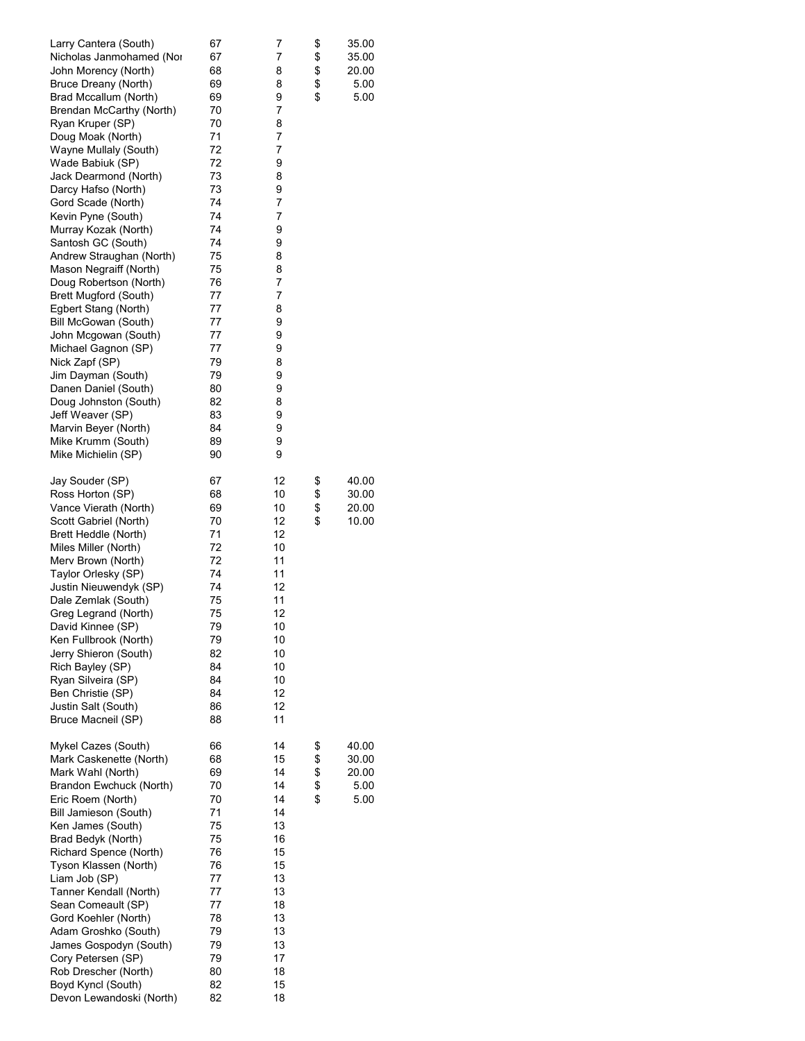| | | | |
|---|---|---|---|
| Larry Cantera (South) | 67 | 7 | $ 35.00 |
| Nicholas Janmohamed (Nor | 67 | 7 | $ 35.00 |
| John Morency (North) | 68 | 8 | $ 20.00 |
| Bruce Dreany (North) | 69 | 8 | $ 5.00 |
| Brad Mccallum (North) | 69 | 9 | $ 5.00 |
| Brendan McCarthy (North) | 70 | 7 | |
| Ryan Kruper (SP) | 70 | 8 | |
| Doug Moak (North) | 71 | 7 | |
| Wayne Mullaly (South) | 72 | 7 | |
| Wade Babiuk (SP) | 72 | 9 | |
| Jack Dearmond (North) | 73 | 8 | |
| Darcy Hafso (North) | 73 | 9 | |
| Gord Scade (North) | 74 | 7 | |
| Kevin Pyne (South) | 74 | 7 | |
| Murray Kozak (North) | 74 | 9 | |
| Santosh GC (South) | 74 | 9 | |
| Andrew Straughan (North) | 75 | 8 | |
| Mason Negraiff (North) | 75 | 8 | |
| Doug Robertson (North) | 76 | 7 | |
| Brett Mugford (South) | 77 | 7 | |
| Egbert Stang (North) | 77 | 8 | |
| Bill McGowan (South) | 77 | 9 | |
| John Mcgowan (South) | 77 | 9 | |
| Michael Gagnon (SP) | 77 | 9 | |
| Nick Zapf (SP) | 79 | 8 | |
| Jim Dayman (South) | 79 | 9 | |
| Danen Daniel (South) | 80 | 9 | |
| Doug Johnston (South) | 82 | 8 | |
| Jeff Weaver (SP) | 83 | 9 | |
| Marvin Beyer (North) | 84 | 9 | |
| Mike Krumm (South) | 89 | 9 | |
| Mike Michielin (SP) | 90 | 9 | |

| | | | |
|---|---|---|---|
| Jay Souder (SP) | 67 | 12 | $ 40.00 |
| Ross Horton (SP) | 68 | 10 | $ 30.00 |
| Vance Vierath (North) | 69 | 10 | $ 20.00 |
| Scott Gabriel (North) | 70 | 12 | $ 10.00 |
| Brett Heddle (North) | 71 | 12 | |
| Miles Miller (North) | 72 | 10 | |
| Merv Brown (North) | 72 | 11 | |
| Taylor Orlesky (SP) | 74 | 11 | |
| Justin Nieuwendyk (SP) | 74 | 12 | |
| Dale Zemlak (South) | 75 | 11 | |
| Greg Legrand (North) | 75 | 12 | |
| David Kinnee (SP) | 79 | 10 | |
| Ken Fullbrook (North) | 79 | 10 | |
| Jerry Shieron (South) | 82 | 10 | |
| Rich Bayley (SP) | 84 | 10 | |
| Ryan Silveira (SP) | 84 | 10 | |
| Ben Christie (SP) | 84 | 12 | |
| Justin Salt (South) | 86 | 12 | |
| Bruce Macneil (SP) | 88 | 11 | |

| | | | |
|---|---|---|---|
| Mykel Cazes (South) | 66 | 14 | $ 40.00 |
| Mark Caskenette (North) | 68 | 15 | $ 30.00 |
| Mark Wahl (North) | 69 | 14 | $ 20.00 |
| Brandon Ewchuck (North) | 70 | 14 | $ 5.00 |
| Eric Roem (North) | 70 | 14 | $ 5.00 |
| Bill Jamieson (South) | 71 | 14 | |
| Ken James (South) | 75 | 13 | |
| Brad Bedyk (North) | 75 | 16 | |
| Richard Spence (North) | 76 | 15 | |
| Tyson Klassen (North) | 76 | 15 | |
| Liam Job (SP) | 77 | 13 | |
| Tanner Kendall (North) | 77 | 13 | |
| Sean Comeault (SP) | 77 | 18 | |
| Gord Koehler (North) | 78 | 13 | |
| Adam Groshko (South) | 79 | 13 | |
| James Gospodyn (South) | 79 | 13 | |
| Cory Petersen (SP) | 79 | 17 | |
| Rob Drescher (North) | 80 | 18 | |
| Boyd Kyncl (South) | 82 | 15 | |
| Devon Lewandoski (North) | 82 | 18 | |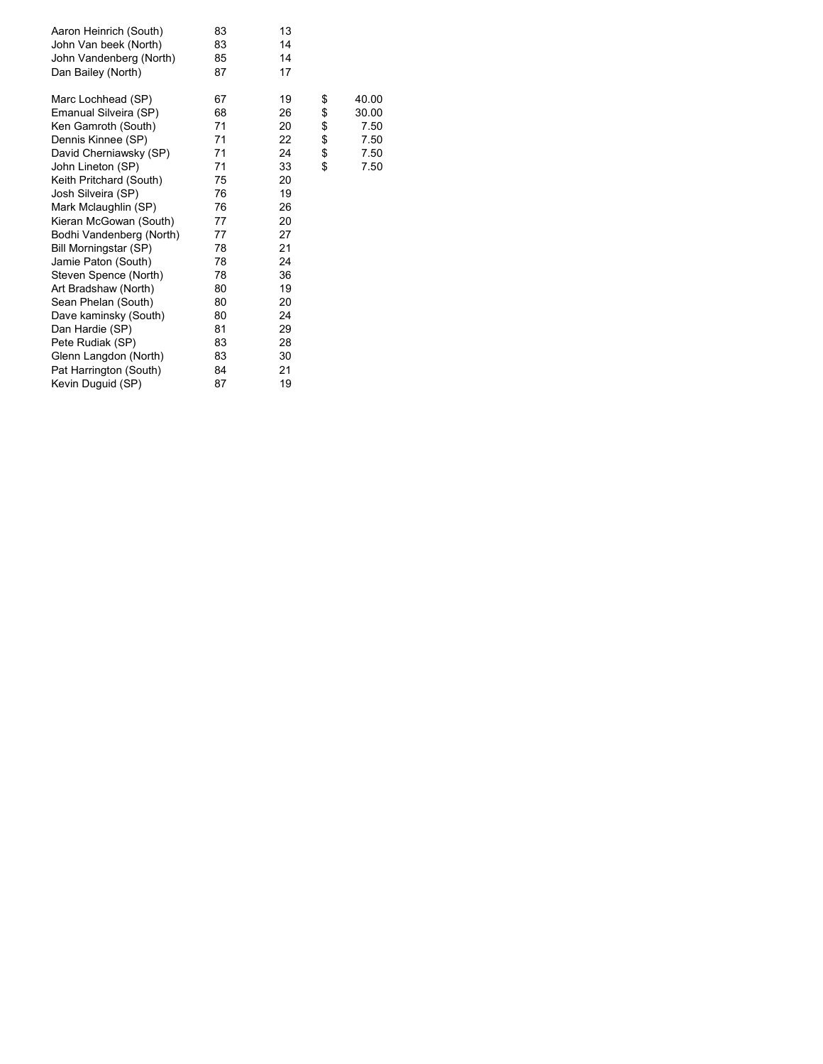| | | | |
|---|---|---|---|
| Aaron Heinrich (South) | 83 | 13 | |
| John Van beek (North) | 83 | 14 | |
| John Vandenberg (North) | 85 | 14 | |
| Dan Bailey (North) | 87 | 17 | |
| | | | |
| Marc Lochhead (SP) | 67 | 19 | $ 40.00 |
| Emanual Silveira (SP) | 68 | 26 | $ 30.00 |
| Ken Gamroth (South) | 71 | 20 | $ 7.50 |
| Dennis Kinnee (SP) | 71 | 22 | $ 7.50 |
| David Cherniawsky (SP) | 71 | 24 | $ 7.50 |
| John Lineton (SP) | 71 | 33 | $ 7.50 |
| Keith Pritchard (South) | 75 | 20 | |
| Josh Silveira (SP) | 76 | 19 | |
| Mark Mclaughlin (SP) | 76 | 26 | |
| Kieran McGowan (South) | 77 | 20 | |
| Bodhi Vandenberg (North) | 77 | 27 | |
| Bill Morningstar (SP) | 78 | 21 | |
| Jamie Paton (South) | 78 | 24 | |
| Steven Spence (North) | 78 | 36 | |
| Art Bradshaw (North) | 80 | 19 | |
| Sean Phelan (South) | 80 | 20 | |
| Dave kaminsky (South) | 80 | 24 | |
| Dan Hardie (SP) | 81 | 29 | |
| Pete Rudiak (SP) | 83 | 28 | |
| Glenn Langdon (North) | 83 | 30 | |
| Pat Harrington (South) | 84 | 21 | |
| Kevin Duguid (SP) | 87 | 19 | |